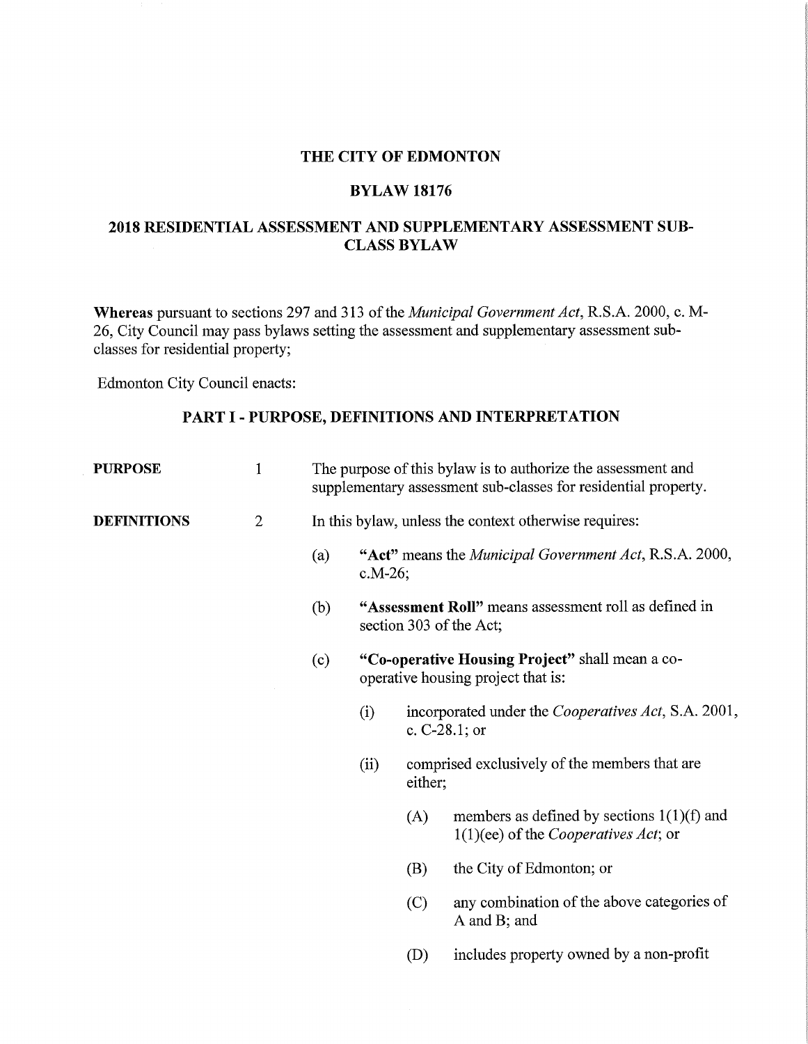# THE CITY OF EDMONTON

## BYLAW 18176

## 2018 RESIDENTIAL ASSESSMENT AND SUPPLEMENTARY ASSESSMENT SUB-CLASS BYLAW

**Whereas** pursuant to sections 297 and 313 of the *Municipal Government Act*, R.S.A. 2000, c. M-26, City Council may pass bylaws setting the assessment and supplementary assessment sub-classes for residential property;

Edmonton City Council enacts:

## PART I - PURPOSE, DEFINITIONS AND INTERPRETATION

**PURPOSE**

1 The purpose of this bylaw is to authorize the assessment and supplementary assessment sub-classes for residential property.

**DEFINITIONS**

2 In this bylaw, unless the context otherwise requires:

(a) **"Act"** means the *Municipal Government Act*, R.S.A. 2000, c.M-26;

(b) **"Assessment Roll"** means assessment roll as defined in section 303 of the Act;

(c) **"Co-operative Housing Project"** shall mean a co-operative housing project that is:

(i) incorporated under the *Cooperatives Act*, S.A. 2001, c. C-28.1; or

(ii) comprised exclusively of the members that are either;

(A) members as defined by sections 1(1)(f) and 1(1)(ee) of the *Cooperatives Act*; or

(B) the City of Edmonton; or

(C) any combination of the above categories of A and B; and

(D) includes property owned by a non-profit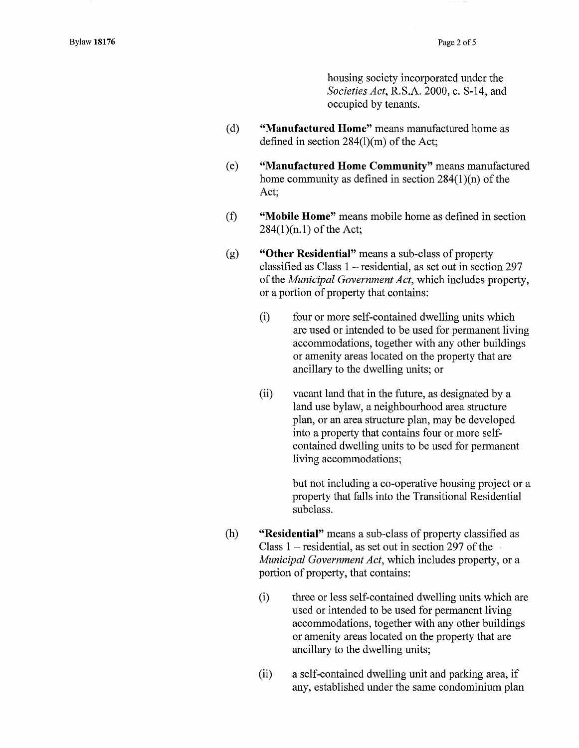housing society incorporated under the *Societies Act*, R.S.A. 2000, c. S-14, and occupied by tenants.

(d) **"Manufactured Home"** means manufactured home as defined in section 284(l)(m) of the Act;

(e) **"Manufactured Home Community"** means manufactured home community as defined in section 284(1)(n) of the Act;

(f) **"Mobile Home"** means mobile home as defined in section 284(1)(n.1) of the Act;

(g) **"Other Residential"** means a sub-class of property classified as Class 1 – residential, as set out in section 297 of the *Municipal Government Act*, which includes property, or a portion of property that contains:

   (i) four or more self-contained dwelling units which are used or intended to be used for permanent living accommodations, together with any other buildings or amenity areas located on the property that are ancillary to the dwelling units; or

   (ii) vacant land that in the future, as designated by a land use bylaw, a neighbourhood area structure plan, or an area structure plan, may be developed into a property that contains four or more self-contained dwelling units to be used for permanent living accommodations;

   but not including a co-operative housing project or a property that falls into the Transitional Residential subclass.

(h) **"Residential"** means a sub-class of property classified as Class 1 – residential, as set out in section 297 of the *Municipal Government Act*, which includes property, or a portion of property, that contains:

   (i) three or less self-contained dwelling units which are used or intended to be used for permanent living accommodations, together with any other buildings or amenity areas located on the property that are ancillary to the dwelling units;

   (ii) a self-contained dwelling unit and parking area, if any, established under the same condominium plan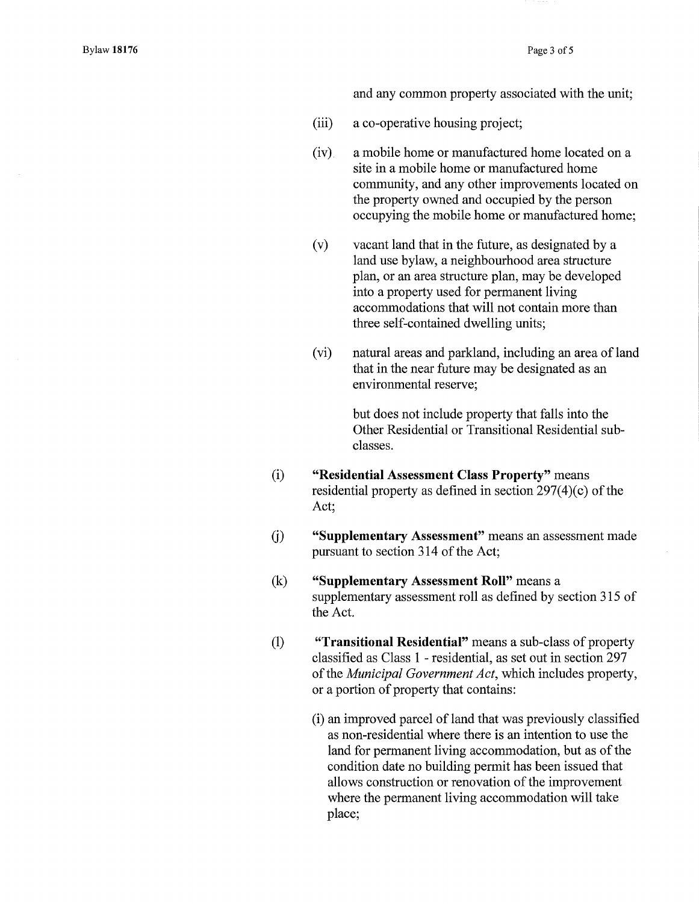and any common property associated with the unit;

(iii) a co-operative housing project;

(iv) a mobile home or manufactured home located on a site in a mobile home or manufactured home community, and any other improvements located on the property owned and occupied by the person occupying the mobile home or manufactured home;

(v) vacant land that in the future, as designated by a land use bylaw, a neighbourhood area structure plan, or an area structure plan, may be developed into a property used for permanent living accommodations that will not contain more than three self-contained dwelling units;

(vi) natural areas and parkland, including an area of land that in the near future may be designated as an environmental reserve;

but does not include property that falls into the Other Residential or Transitional Residential sub-classes.

(i) **"Residential Assessment Class Property"** means residential property as defined in section 297(4)(c) of the Act;

(j) **"Supplementary Assessment"** means an assessment made pursuant to section 314 of the Act;

(k) **"Supplementary Assessment Roll"** means a supplementary assessment roll as defined by section 315 of the Act.

(l) **"Transitional Residential"** means a sub-class of property classified as Class 1 - residential, as set out in section 297 of the *Municipal Government Act*, which includes property, or a portion of property that contains:

(i) an improved parcel of land that was previously classified as non-residential where there is an intention to use the land for permanent living accommodation, but as of the condition date no building permit has been issued that allows construction or renovation of the improvement where the permanent living accommodation will take place;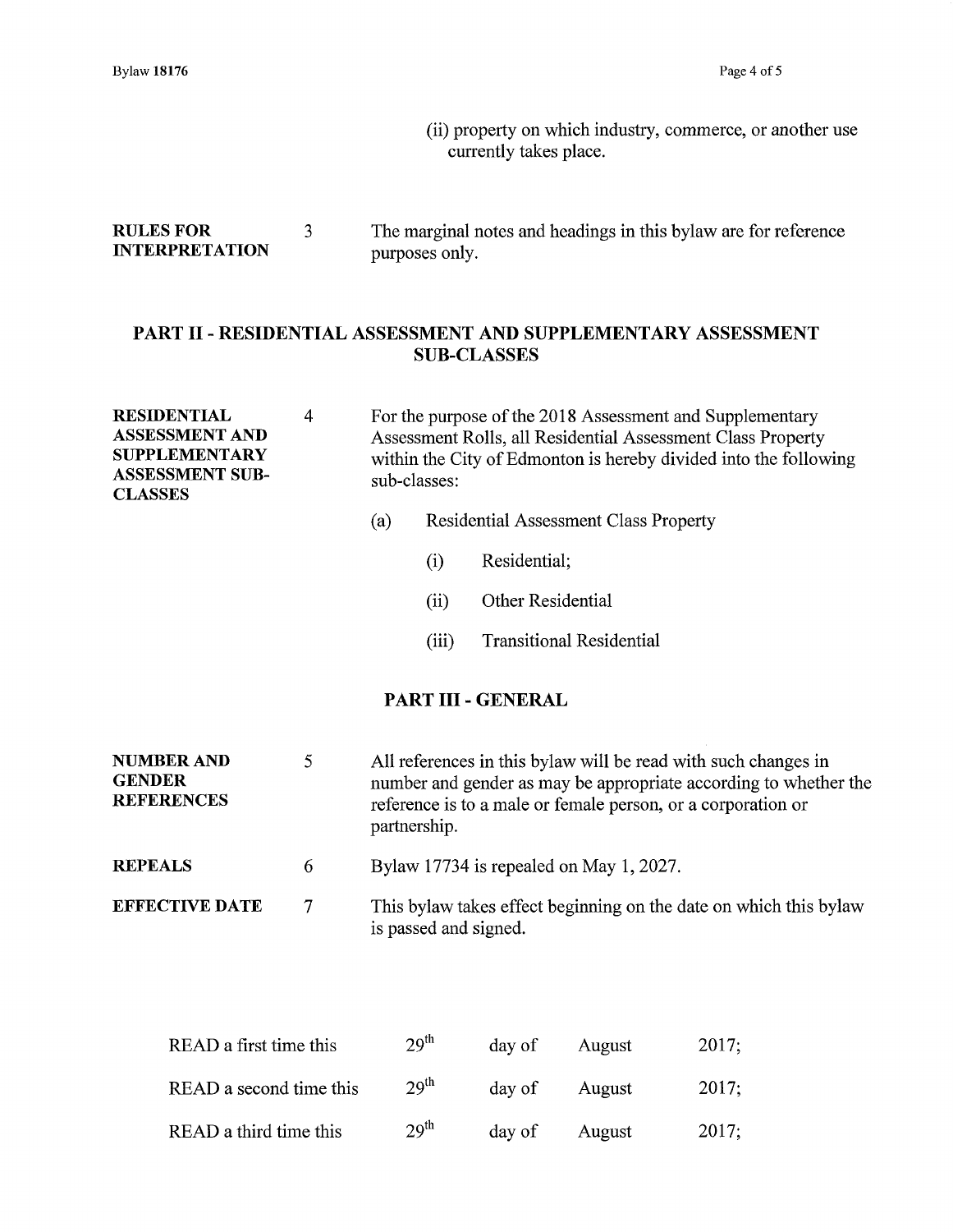(ii) property on which industry, commerce, or another use currently takes place.

**RULES FOR INTERPRETATION**

3 The marginal notes and headings in this bylaw are for reference purposes only.

## PART II - RESIDENTIAL ASSESSMENT AND SUPPLEMENTARY ASSESSMENT SUB-CLASSES

**RESIDENTIAL ASSESSMENT AND SUPPLEMENTARY ASSESSMENT SUB-CLASSES**

4 For the purpose of the 2018 Assessment and Supplementary Assessment Rolls, all Residential Assessment Class Property within the City of Edmonton is hereby divided into the following sub-classes:

(a) Residential Assessment Class Property

(i) Residential;

(ii) Other Residential

(iii) Transitional Residential

## PART III - GENERAL

**NUMBER AND GENDER REFERENCES**

5 All references in this bylaw will be read with such changes in number and gender as may be appropriate according to whether the reference is to a male or female person, or a corporation or partnership.

**REPEALS**

6 Bylaw 17734 is repealed on May 1, 2027.

**EFFECTIVE DATE**

7 This bylaw takes effect beginning on the date on which this bylaw is passed and signed.

| | | | | |
|---|---|---|---|---|
| READ a first time this | 29th | day of | August | 2017; |
| READ a second time this | 29th | day of | August | 2017; |
| READ a third time this | 29th | day of | August | 2017; |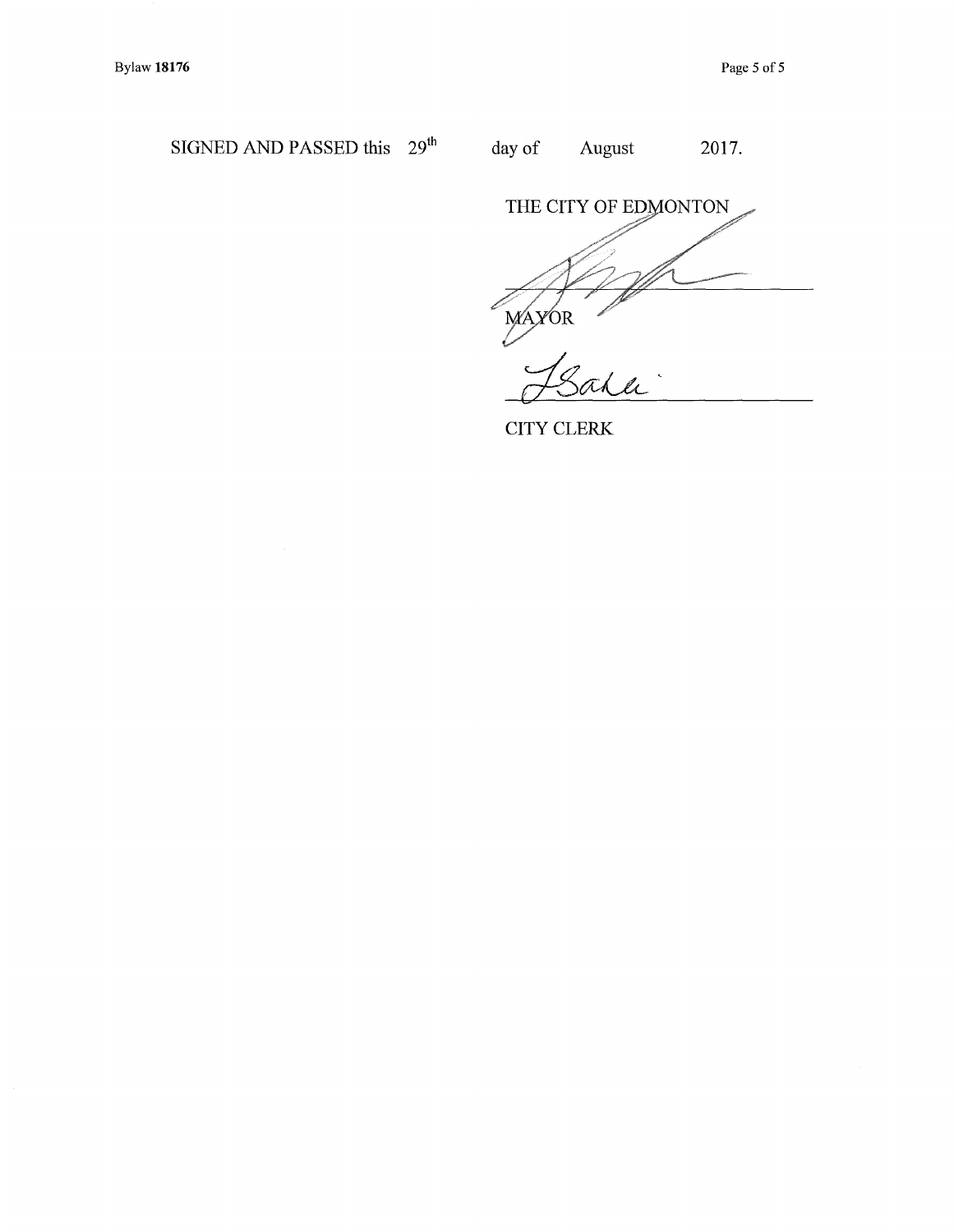SIGNED AND PASSED this 29th day of August 2017.

THE CITY OF EDMONTON

MAYOR

CITY CLERK